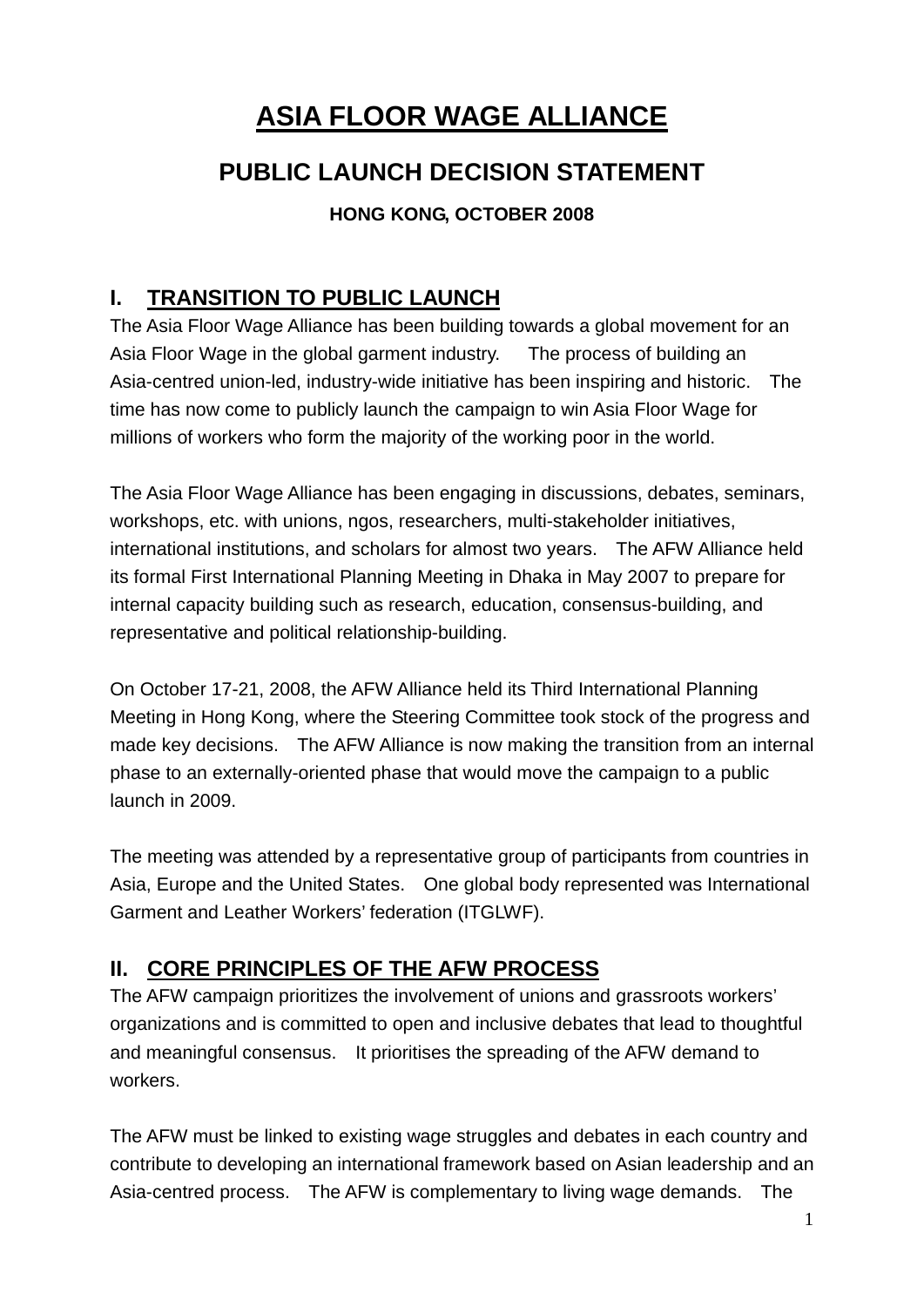# ASIA FLOOR WAGE ALLIANCE

## PUBLIC LAUNCH DECISION STATEMENT

**HONG KONG, OCTOBER 2008**

## I. TRANSITION TO PUBLIC LAUNCH

The Asia Floor Wage Alliance has been building towards a global movement for an Asia Floor Wage in the global garment industry. The process of building an Asia-centred union-led, industry-wide initiative has been inspiring and historic. The time has now come to publicly launch the campaign to win Asia Floor Wage for millions of workers who form the majority of the working poor in the world.

The Asia Floor Wage Alliance has been engaging in discussions, debates, seminars, workshops, etc. with unions, ngos, researchers, multi-stakeholder initiatives, international institutions, and scholars for almost two years. The AFW Alliance held its formal First International Planning Meeting in Dhaka in May 2007 to prepare for internal capacity building such as research, education, consensus-building, and representative and political relationship-building.

On October 17-21, 2008, the AFW Alliance held its Third International Planning Meeting in Hong Kong, where the Steering Committee took stock of the progress and made key decisions. The AFW Alliance is now making the transition from an internal phase to an externally-oriented phase that would move the campaign to a public launch in 2009.

The meeting was attended by a representative group of participants from countries in Asia, Europe and the United States. One global body represented was International Garment and Leather Workers' federation (ITGLWF).

## II. CORE PRINCIPLES OF THE AFW PROCESS

The AFW campaign prioritizes the involvement of unions and grassroots workers' organizations and is committed to open and inclusive debates that lead to thoughtful and meaningful consensus. It prioritises the spreading of the AFW demand to workers.

The AFW must be linked to existing wage struggles and debates in each country and contribute to developing an international framework based on Asian leadership and an Asia-centred process. The AFW is complementary to living wage demands. The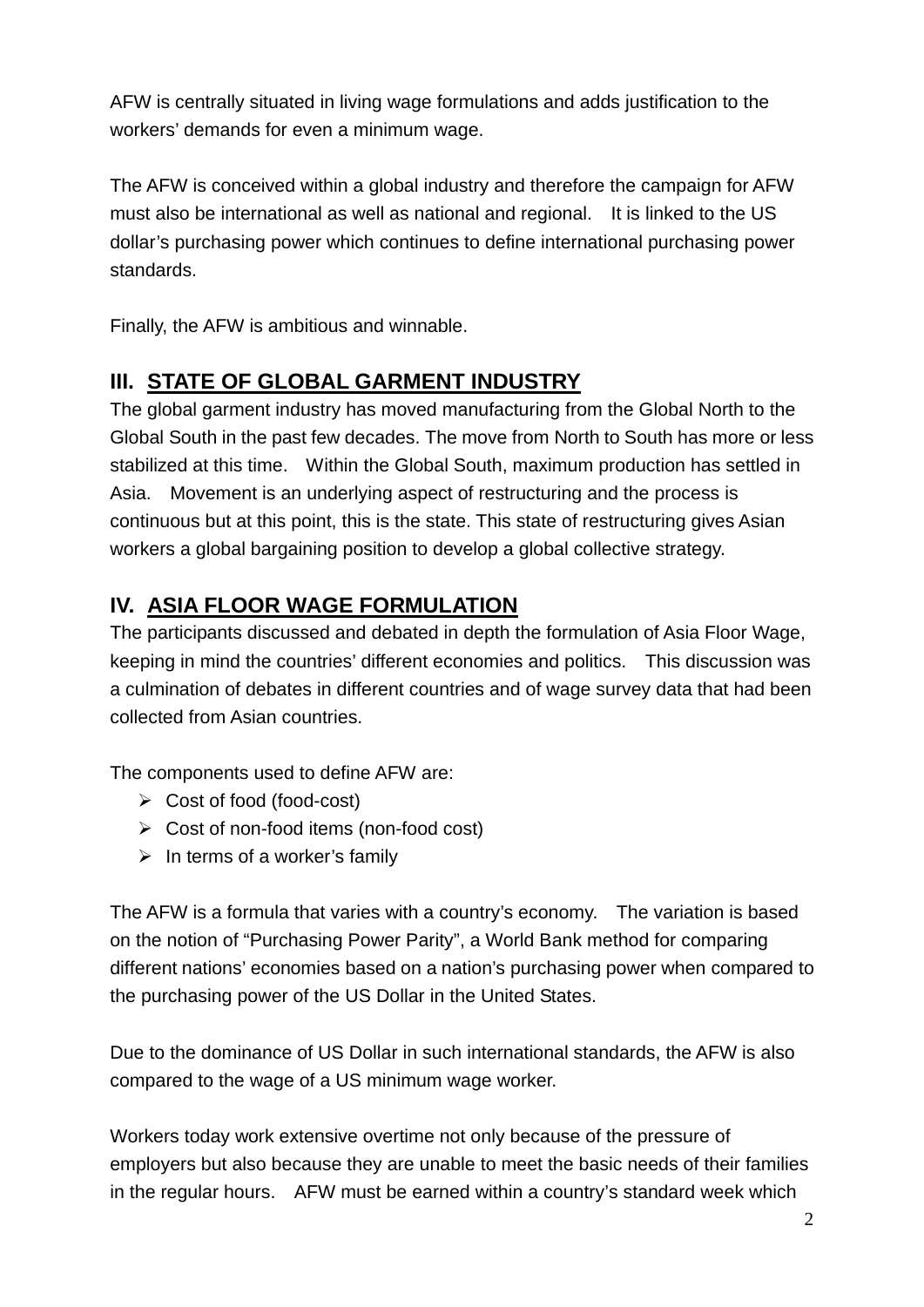AFW is centrally situated in living wage formulations and adds justification to the workers' demands for even a minimum wage.

The AFW is conceived within a global industry and therefore the campaign for AFW must also be international as well as national and regional. It is linked to the US dollar's purchasing power which continues to define international purchasing power standards.

Finally, the AFW is ambitious and winnable.

## III. STATE OF GLOBAL GARMENT INDUSTRY

The global garment industry has moved manufacturing from the Global North to the Global South in the past few decades. The move from North to South has more or less stabilized at this time. Within the Global South, maximum production has settled in Asia. Movement is an underlying aspect of restructuring and the process is continuous but at this point, this is the state. This state of restructuring gives Asian workers a global bargaining position to develop a global collective strategy.

## IV. ASIA FLOOR WAGE FORMULATION

The participants discussed and debated in depth the formulation of Asia Floor Wage, keeping in mind the countries' different economies and politics. This discussion was a culmination of debates in different countries and of wage survey data that had been collected from Asian countries.

The components used to define AFW are:

- Cost of food (food-cost)
- Cost of non-food items (non-food cost)
- In terms of a worker's family

The AFW is a formula that varies with a country's economy. The variation is based on the notion of "Purchasing Power Parity", a World Bank method for comparing different nations' economies based on a nation's purchasing power when compared to the purchasing power of the US Dollar in the United States.

Due to the dominance of US Dollar in such international standards, the AFW is also compared to the wage of a US minimum wage worker.

Workers today work extensive overtime not only because of the pressure of employers but also because they are unable to meet the basic needs of their families in the regular hours. AFW must be earned within a country's standard week which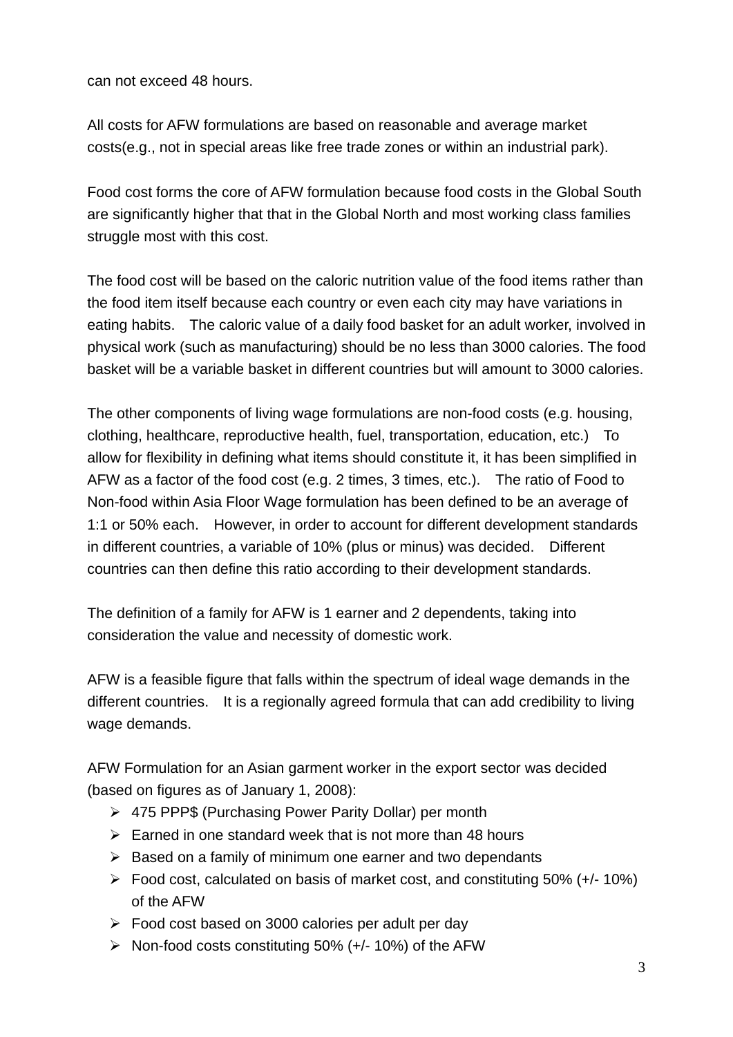can not exceed 48 hours.

All costs for AFW formulations are based on reasonable and average market costs(e.g., not in special areas like free trade zones or within an industrial park).

Food cost forms the core of AFW formulation because food costs in the Global South are significantly higher that that in the Global North and most working class families struggle most with this cost.

The food cost will be based on the caloric nutrition value of the food items rather than the food item itself because each country or even each city may have variations in eating habits. The caloric value of a daily food basket for an adult worker, involved in physical work (such as manufacturing) should be no less than 3000 calories. The food basket will be a variable basket in different countries but will amount to 3000 calories.

The other components of living wage formulations are non-food costs (e.g. housing, clothing, healthcare, reproductive health, fuel, transportation, education, etc.) To allow for flexibility in defining what items should constitute it, it has been simplified in AFW as a factor of the food cost (e.g. 2 times, 3 times, etc.). The ratio of Food to Non-food within Asia Floor Wage formulation has been defined to be an average of 1:1 or 50% each. However, in order to account for different development standards in different countries, a variable of 10% (plus or minus) was decided. Different countries can then define this ratio according to their development standards.

The definition of a family for AFW is 1 earner and 2 dependents, taking into consideration the value and necessity of domestic work.

AFW is a feasible figure that falls within the spectrum of ideal wage demands in the different countries. It is a regionally agreed formula that can add credibility to living wage demands.

AFW Formulation for an Asian garment worker in the export sector was decided (based on figures as of January 1, 2008):

- 475 PPP$ (Purchasing Power Parity Dollar) per month
- Earned in one standard week that is not more than 48 hours
- Based on a family of minimum one earner and two dependants
- Food cost, calculated on basis of market cost, and constituting 50% (+/- 10%) of the AFW
- Food cost based on 3000 calories per adult per day
- Non-food costs constituting 50% (+/- 10%) of the AFW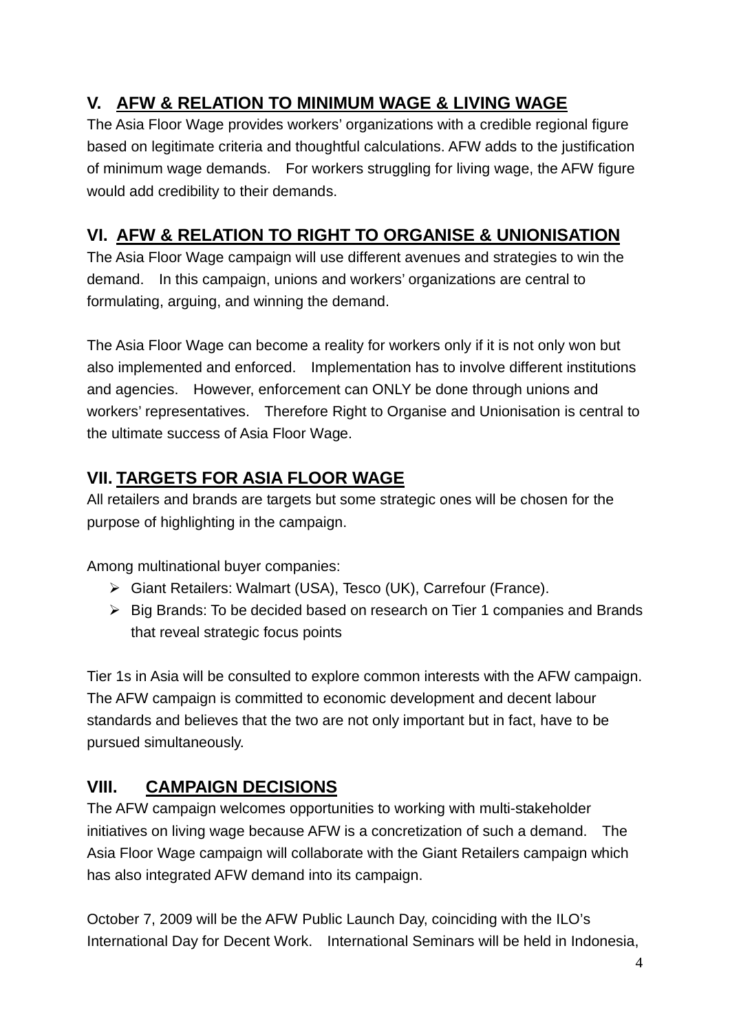## V. AFW & RELATION TO MINIMUM WAGE & LIVING WAGE

The Asia Floor Wage provides workers' organizations with a credible regional figure based on legitimate criteria and thoughtful calculations. AFW adds to the justification of minimum wage demands. For workers struggling for living wage, the AFW figure would add credibility to their demands.

## VI. AFW & RELATION TO RIGHT TO ORGANISE & UNIONISATION

The Asia Floor Wage campaign will use different avenues and strategies to win the demand. In this campaign, unions and workers' organizations are central to formulating, arguing, and winning the demand.

The Asia Floor Wage can become a reality for workers only if it is not only won but also implemented and enforced. Implementation has to involve different institutions and agencies. However, enforcement can ONLY be done through unions and workers' representatives. Therefore Right to Organise and Unionisation is central to the ultimate success of Asia Floor Wage.

## VII. TARGETS FOR ASIA FLOOR WAGE

All retailers and brands are targets but some strategic ones will be chosen for the purpose of highlighting in the campaign.

Among multinational buyer companies:

- Giant Retailers: Walmart (USA), Tesco (UK), Carrefour (France).
- Big Brands: To be decided based on research on Tier 1 companies and Brands that reveal strategic focus points

Tier 1s in Asia will be consulted to explore common interests with the AFW campaign. The AFW campaign is committed to economic development and decent labour standards and believes that the two are not only important but in fact, have to be pursued simultaneously.

## VIII. CAMPAIGN DECISIONS

The AFW campaign welcomes opportunities to working with multi-stakeholder initiatives on living wage because AFW is a concretization of such a demand. The Asia Floor Wage campaign will collaborate with the Giant Retailers campaign which has also integrated AFW demand into its campaign.

October 7, 2009 will be the AFW Public Launch Day, coinciding with the ILO's International Day for Decent Work. International Seminars will be held in Indonesia,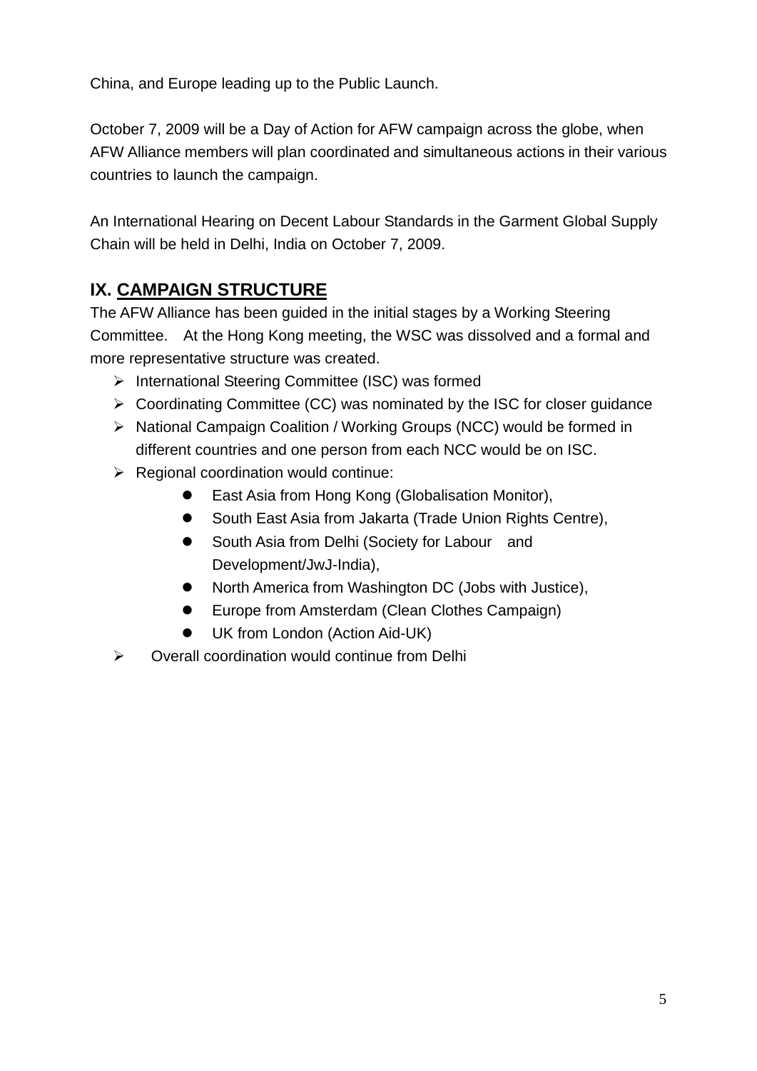China, and Europe leading up to the Public Launch.

October 7, 2009 will be a Day of Action for AFW campaign across the globe, when AFW Alliance members will plan coordinated and simultaneous actions in their various countries to launch the campaign.

An International Hearing on Decent Labour Standards in the Garment Global Supply Chain will be held in Delhi, India on October 7, 2009.

## IX. CAMPAIGN STRUCTURE

The AFW Alliance has been guided in the initial stages by a Working Steering Committee. At the Hong Kong meeting, the WSC was dissolved and a formal and more representative structure was created.

- International Steering Committee (ISC) was formed
- Coordinating Committee (CC) was nominated by the ISC for closer guidance
- National Campaign Coalition / Working Groups (NCC) would be formed in different countries and one person from each NCC would be on ISC.
- Regional coordination would continue:
    - East Asia from Hong Kong (Globalisation Monitor),
    - South East Asia from Jakarta (Trade Union Rights Centre),
    - South Asia from Delhi (Society for Labour and Development/JwJ-India),
    - North America from Washington DC (Jobs with Justice),
    - Europe from Amsterdam (Clean Clothes Campaign)
    - UK from London (Action Aid-UK)
- Overall coordination would continue from Delhi